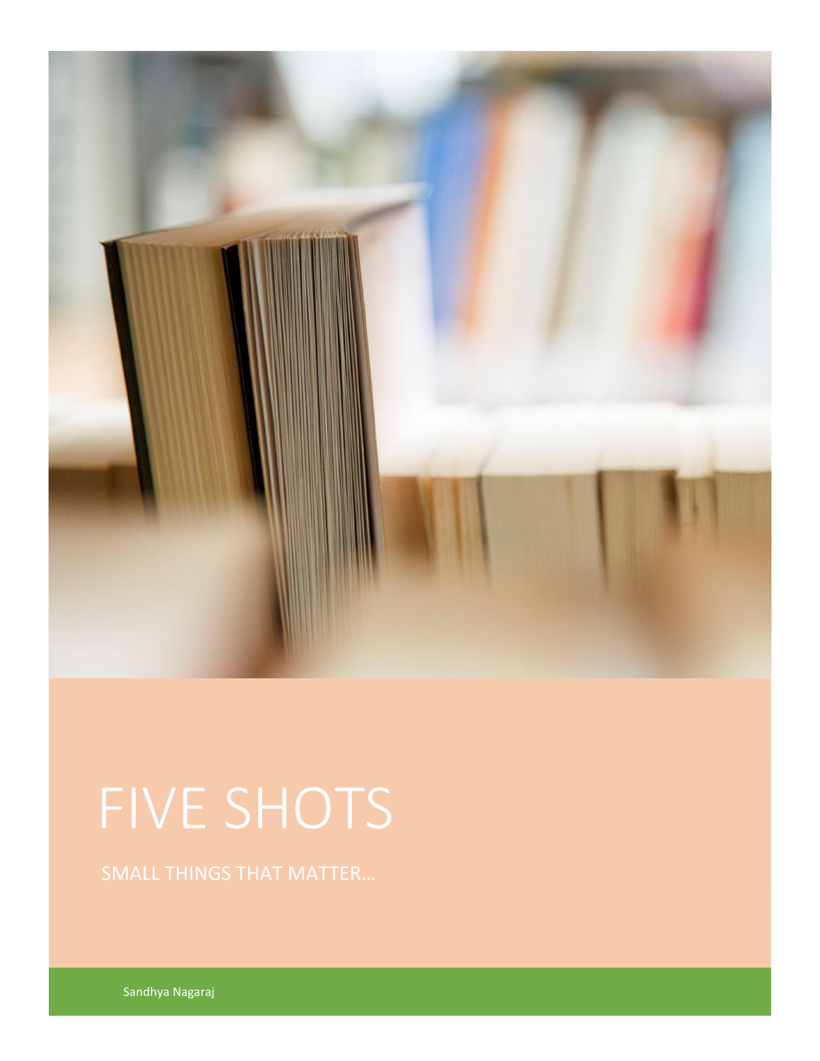# FIVE SHOTS

SMALL THINGS THAT MATTER…

Sandhya Nagaraj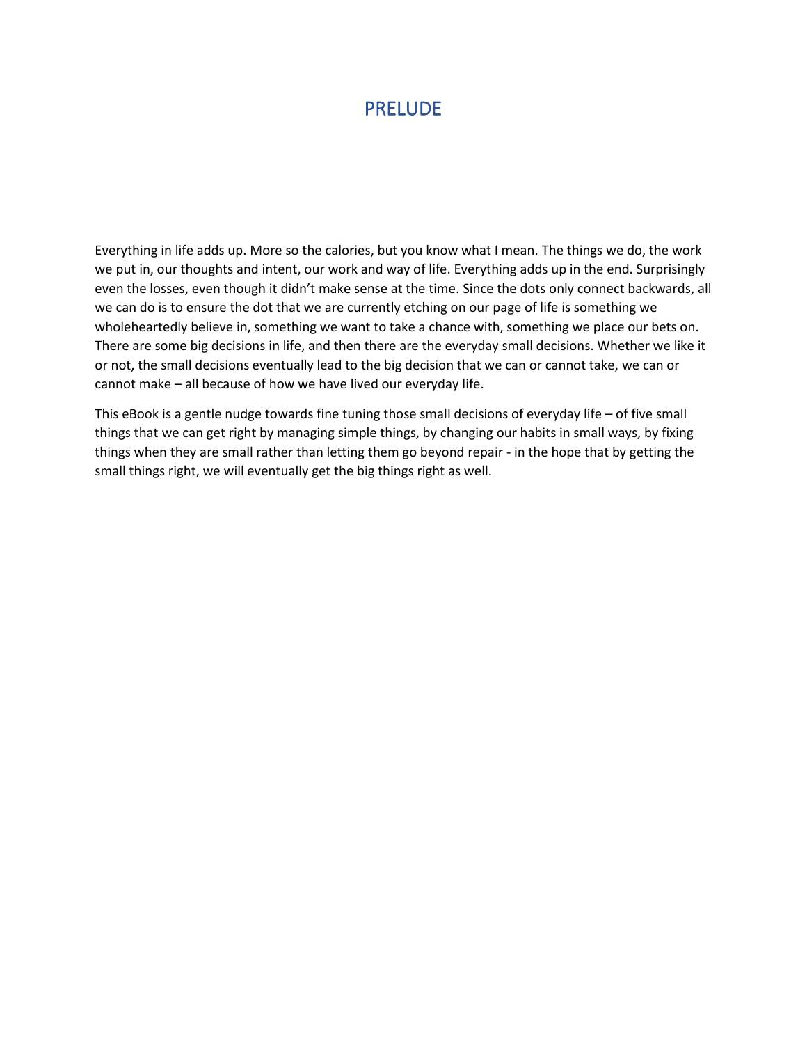# PRELUDE

Everything in life adds up. More so the calories, but you know what I mean. The things we do, the work we put in, our thoughts and intent, our work and way of life. Everything adds up in the end. Surprisingly even the losses, even though it didn't make sense at the time. Since the dots only connect backwards, all we can do is to ensure the dot that we are currently etching on our page of life is something we wholeheartedly believe in, something we want to take a chance with, something we place our bets on. There are some big decisions in life, and then there are the everyday small decisions. Whether we like it or not, the small decisions eventually lead to the big decision that we can or cannot take, we can or cannot make – all because of how we have lived our everyday life.

This eBook is a gentle nudge towards fine tuning those small decisions of everyday life – of five small things that we can get right by managing simple things, by changing our habits in small ways, by fixing things when they are small rather than letting them go beyond repair - in the hope that by getting the small things right, we will eventually get the big things right as well.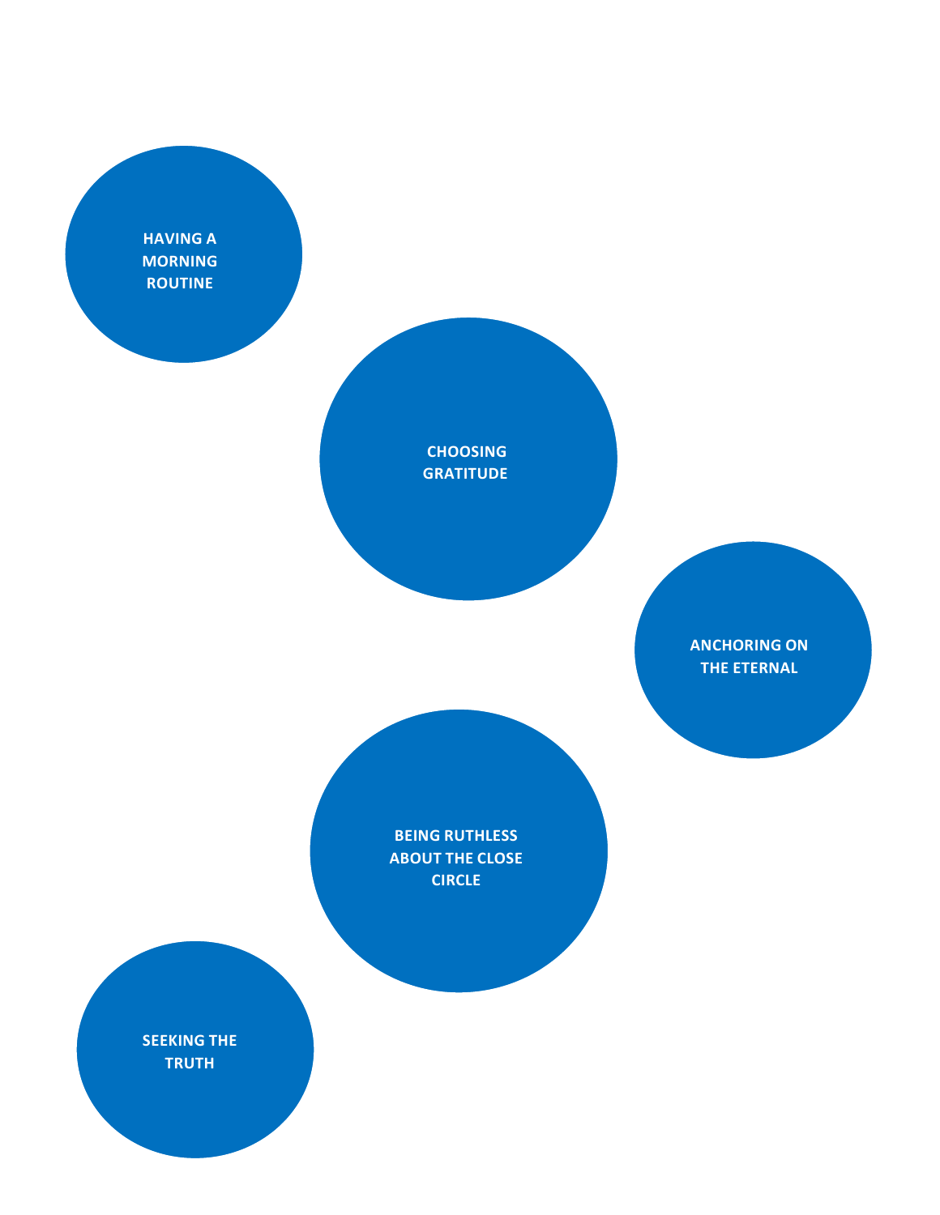HAVING A MORNING ROUTINE

CHOOSING GRATITUDE

ANCHORING ON THE ETERNAL

BEING RUTHLESS ABOUT THE CLOSE CIRCLE

SEEKING THE TRUTH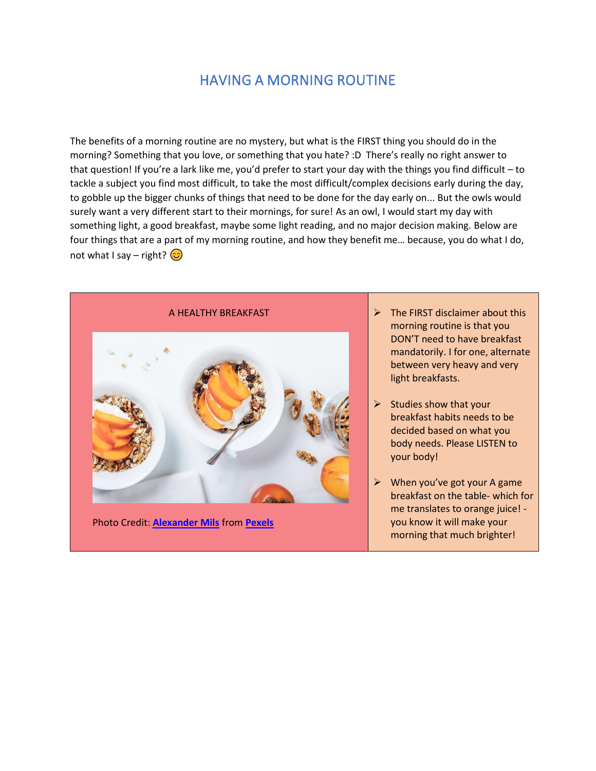# HAVING A MORNING ROUTINE

The benefits of a morning routine are no mystery, but what is the FIRST thing you should do in the morning? Something that you love, or something that you hate? :D There's really no right answer to that question! If you're a lark like me, you'd prefer to start your day with the things you find difficult – to tackle a subject you find most difficult, to take the most difficult/complex decisions early during the day, to gobble up the bigger chunks of things that need to be done for the day early on... But the owls would surely want a very different start to their mornings, for sure! As an owl, I would start my day with something light, a good breakfast, maybe some light reading, and no major decision making. Below are four things that are a part of my morning routine, and how they benefit me… because, you do what I do, not what I say – right? 😊

## A HEALTHY BREAKFAST

Photo Credit: **Alexander Mils** from **Pexels**

- The FIRST disclaimer about this morning routine is that you DON'T need to have breakfast mandatorily. I for one, alternate between very heavy and very light breakfasts.
- Studies show that your breakfast habits needs to be decided based on what you body needs. Please LISTEN to your body!
- When you've got your A game breakfast on the table- which for me translates to orange juice! - you know it will make your morning that much brighter!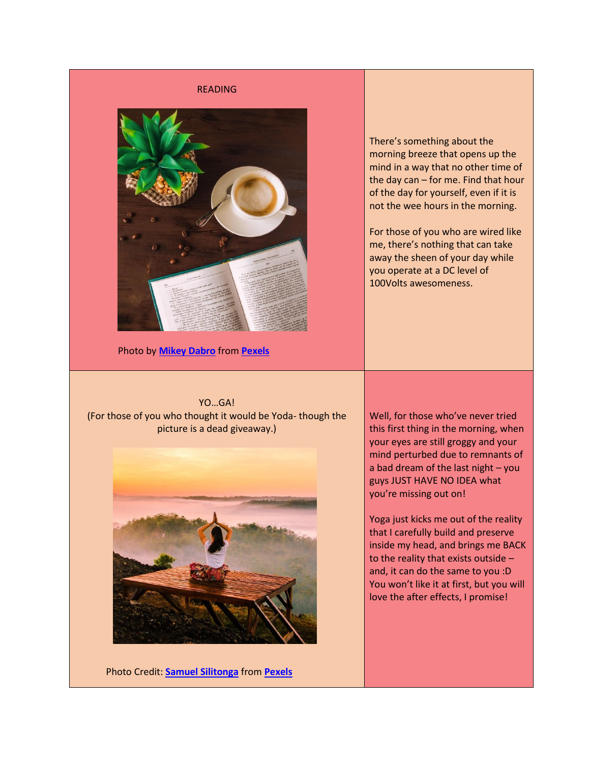## READING

Photo by Mikey Dabro from Pexels

There's something about the morning breeze that opens up the mind in a way that no other time of the day can – for me. Find that hour of the day for yourself, even if it is not the wee hours in the morning.

For those of you who are wired like me, there's nothing that can take away the sheen of your day while you operate at a DC level of 100Volts awesomeness.

## YO…GA!

(For those of you who thought it would be Yoda- though the picture is a dead giveaway.)

Photo Credit: Samuel Silitonga from Pexels

Well, for those who've never tried this first thing in the morning, when your eyes are still groggy and your mind perturbed due to remnants of a bad dream of the last night – you guys JUST HAVE NO IDEA what you're missing out on!

Yoga just kicks me out of the reality that I carefully build and preserve inside my head, and brings me BACK to the reality that exists outside – and, it can do the same to you :D You won't like it at first, but you will love the after effects, I promise!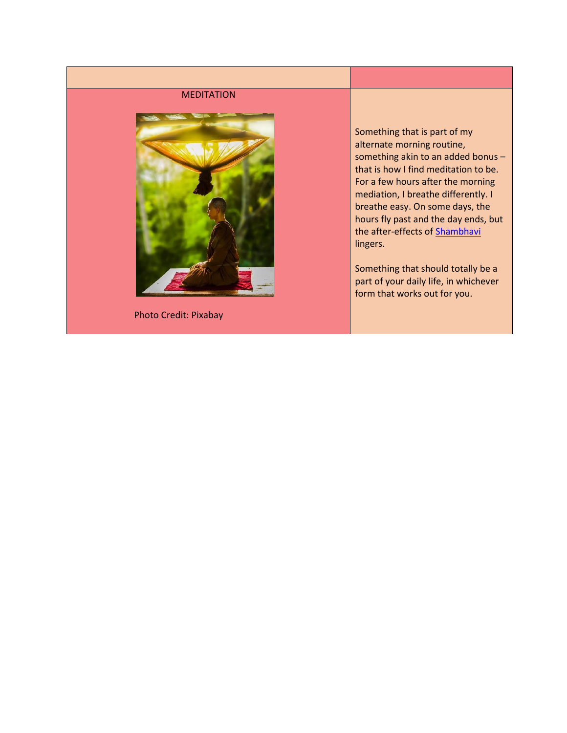| | |
|---|---|
| MEDITATION<br><br>Photo Credit: Pixabay | Something that is part of my alternate morning routine, something akin to an added bonus – that is how I find meditation to be. For a few hours after the morning mediation, I breathe differently. I breathe easy. On some days, the hours fly past and the day ends, but the after-effects of Shambhavi lingers.<br><br>Something that should totally be a part of your daily life, in whichever form that works out for you. |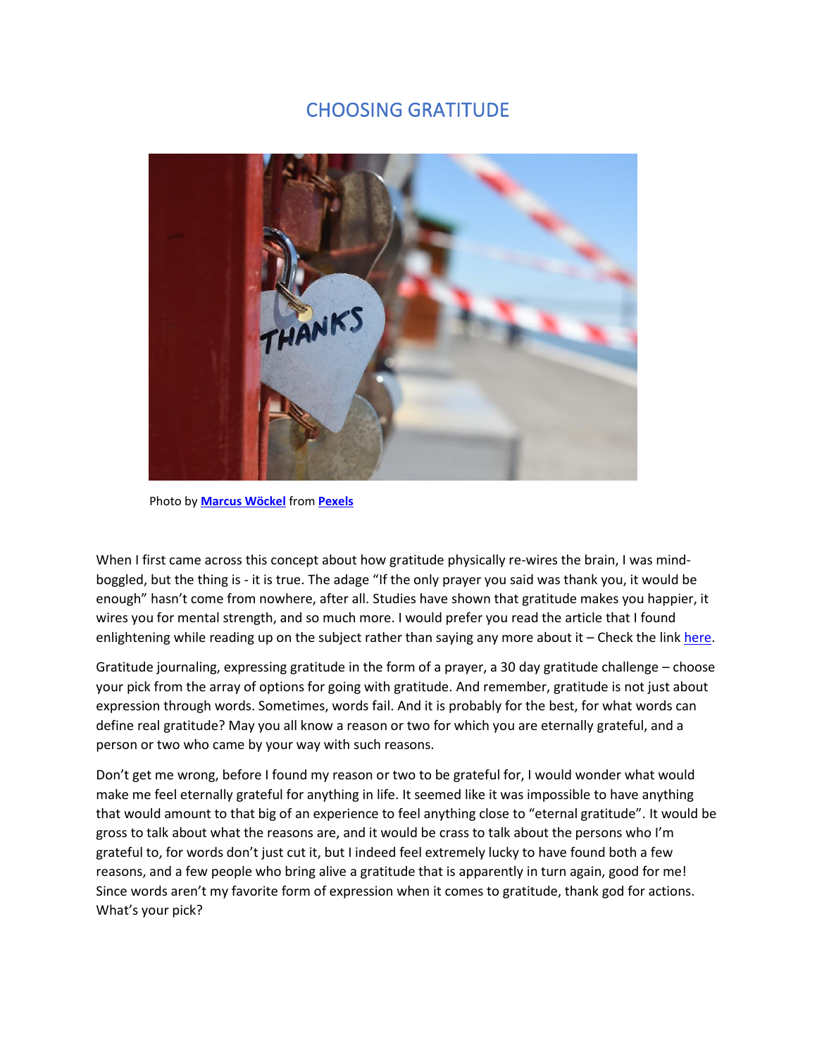# CHOOSING GRATITUDE

Photo by **Marcus Wöckel** from **Pexels**

When I first came across this concept about how gratitude physically re-wires the brain, I was mind-boggled, but the thing is - it is true. The adage "If the only prayer you said was thank you, it would be enough" hasn't come from nowhere, after all. Studies have shown that gratitude makes you happier, it wires you for mental strength, and so much more. I would prefer you read the article that I found enlightening while reading up on the subject rather than saying any more about it – Check the link here.

Gratitude journaling, expressing gratitude in the form of a prayer, a 30 day gratitude challenge – choose your pick from the array of options for going with gratitude. And remember, gratitude is not just about expression through words. Sometimes, words fail. And it is probably for the best, for what words can define real gratitude? May you all know a reason or two for which you are eternally grateful, and a person or two who came by your way with such reasons.

Don't get me wrong, before I found my reason or two to be grateful for, I would wonder what would make me feel eternally grateful for anything in life. It seemed like it was impossible to have anything that would amount to that big of an experience to feel anything close to "eternal gratitude". It would be gross to talk about what the reasons are, and it would be crass to talk about the persons who I'm grateful to, for words don't just cut it, but I indeed feel extremely lucky to have found both a few reasons, and a few people who bring alive a gratitude that is apparently in turn again, good for me! Since words aren't my favorite form of expression when it comes to gratitude, thank god for actions. What's your pick?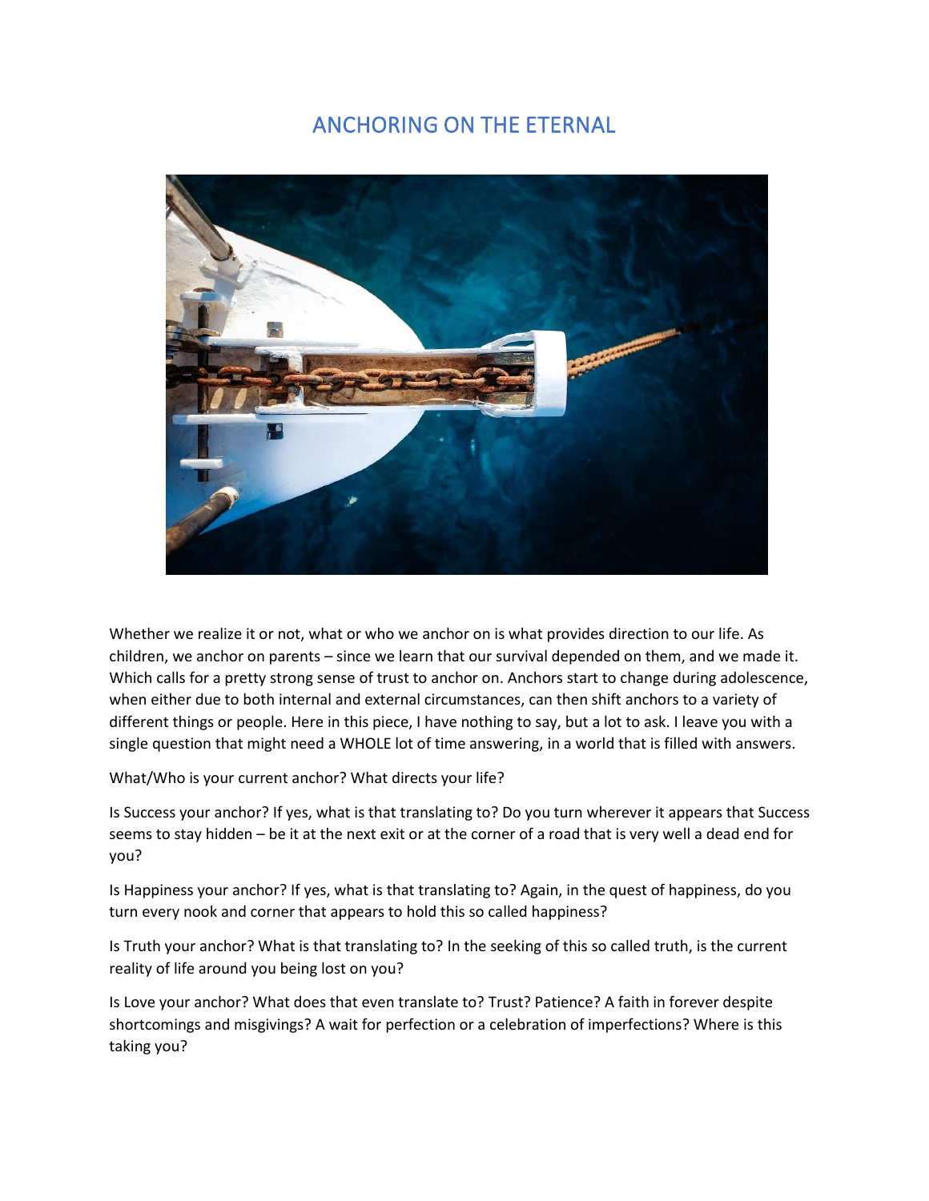# ANCHORING ON THE ETERNAL

Whether we realize it or not, what or who we anchor on is what provides direction to our life. As children, we anchor on parents – since we learn that our survival depended on them, and we made it. Which calls for a pretty strong sense of trust to anchor on. Anchors start to change during adolescence, when either due to both internal and external circumstances, can then shift anchors to a variety of different things or people. Here in this piece, I have nothing to say, but a lot to ask. I leave you with a single question that might need a WHOLE lot of time answering, in a world that is filled with answers.

What/Who is your current anchor? What directs your life?

Is Success your anchor? If yes, what is that translating to? Do you turn wherever it appears that Success seems to stay hidden – be it at the next exit or at the corner of a road that is very well a dead end for you?

Is Happiness your anchor? If yes, what is that translating to? Again, in the quest of happiness, do you turn every nook and corner that appears to hold this so called happiness?

Is Truth your anchor? What is that translating to? In the seeking of this so called truth, is the current reality of life around you being lost on you?

Is Love your anchor? What does that even translate to? Trust? Patience? A faith in forever despite shortcomings and misgivings? A wait for perfection or a celebration of imperfections? Where is this taking you?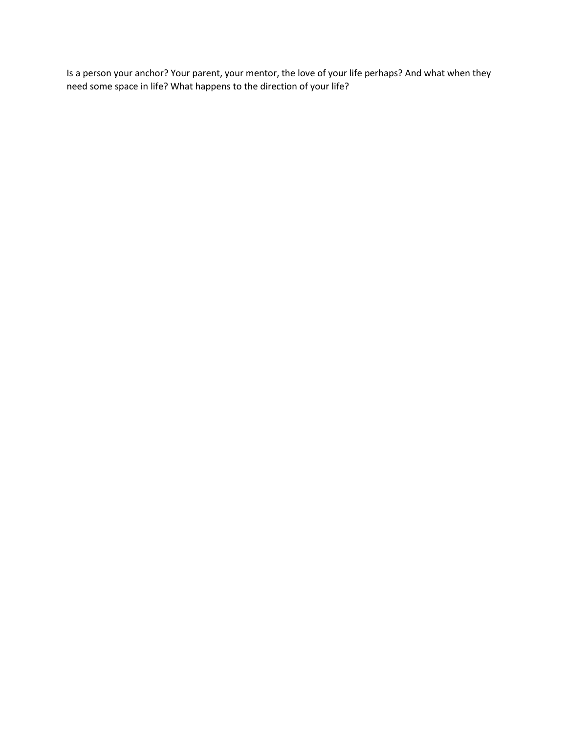Is a person your anchor? Your parent, your mentor, the love of your life perhaps? And what when they need some space in life? What happens to the direction of your life?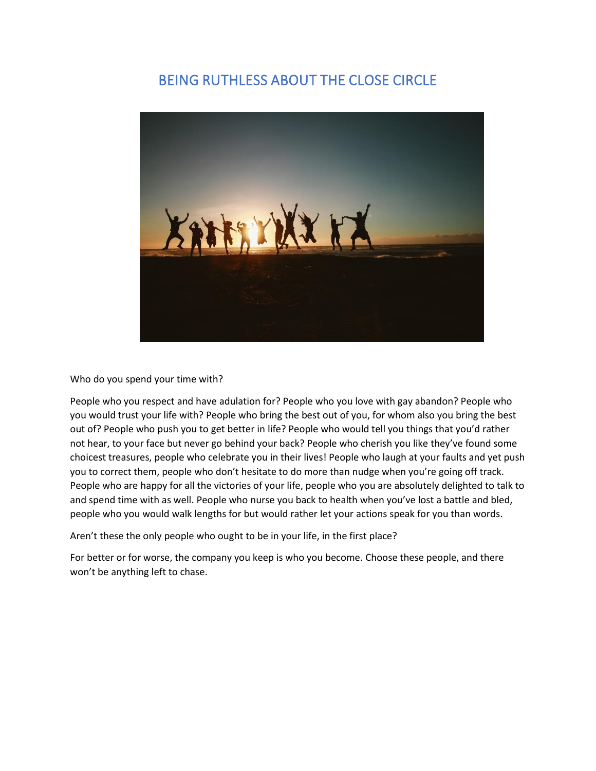# BEING RUTHLESS ABOUT THE CLOSE CIRCLE

Who do you spend your time with?

People who you respect and have adulation for? People who you love with gay abandon? People who you would trust your life with? People who bring the best out of you, for whom also you bring the best out of? People who push you to get better in life? People who would tell you things that you'd rather not hear, to your face but never go behind your back? People who cherish you like they've found some choicest treasures, people who celebrate you in their lives! People who laugh at your faults and yet push you to correct them, people who don't hesitate to do more than nudge when you're going off track. People who are happy for all the victories of your life, people who you are absolutely delighted to talk to and spend time with as well. People who nurse you back to health when you've lost a battle and bled, people who you would walk lengths for but would rather let your actions speak for you than words.

Aren't these the only people who ought to be in your life, in the first place?

For better or for worse, the company you keep is who you become. Choose these people, and there won't be anything left to chase.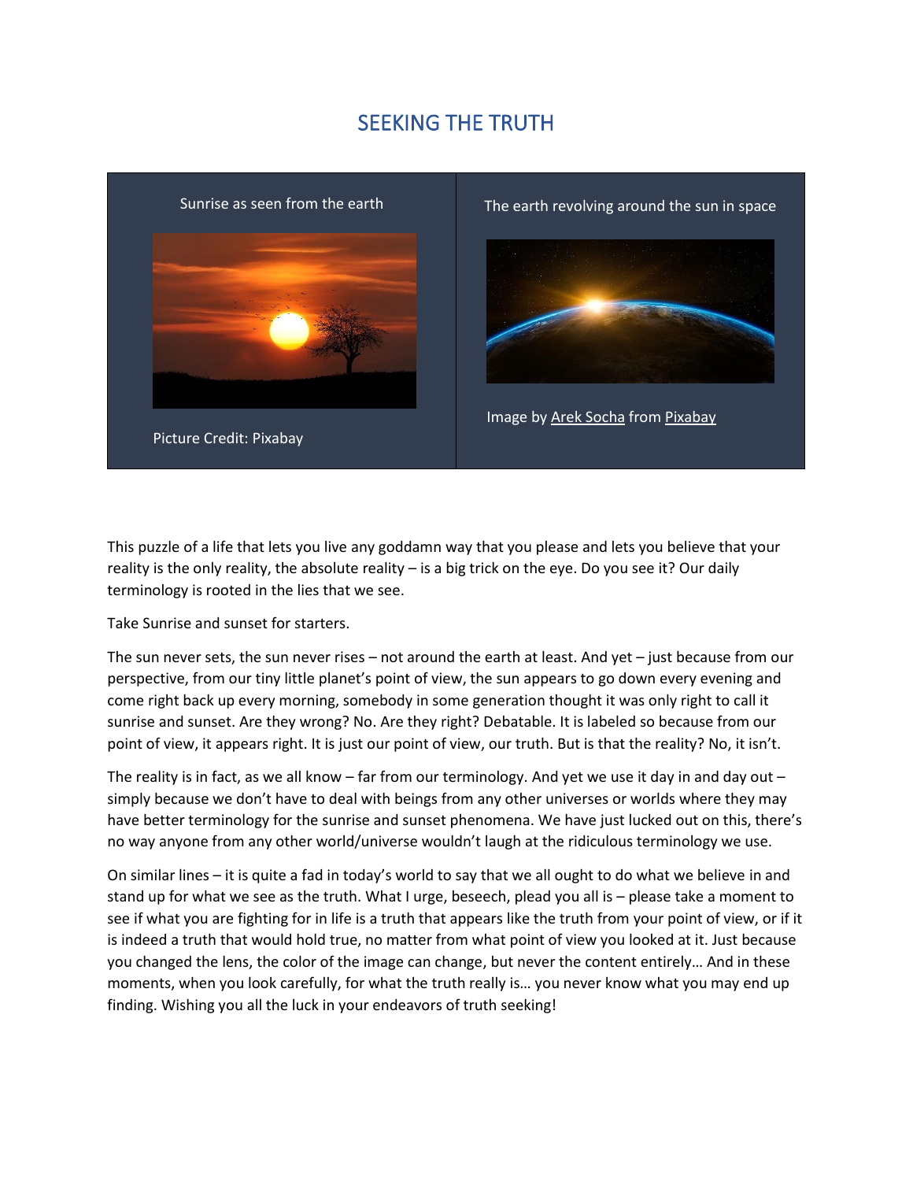# SEEKING THE TRUTH

Sunrise as seen from the earth

Picture Credit: Pixabay

The earth revolving around the sun in space

Image by [Arek Socha](#) from [Pixabay](#)

This puzzle of a life that lets you live any goddamn way that you please and lets you believe that your reality is the only reality, the absolute reality – is a big trick on the eye. Do you see it? Our daily terminology is rooted in the lies that we see.

Take Sunrise and sunset for starters.

The sun never sets, the sun never rises – not around the earth at least. And yet – just because from our perspective, from our tiny little planet's point of view, the sun appears to go down every evening and come right back up every morning, somebody in some generation thought it was only right to call it sunrise and sunset. Are they wrong? No. Are they right? Debatable. It is labeled so because from our point of view, it appears right. It is just our point of view, our truth. But is that the reality? No, it isn't.

The reality is in fact, as we all know – far from our terminology. And yet we use it day in and day out – simply because we don't have to deal with beings from any other universes or worlds where they may have better terminology for the sunrise and sunset phenomena. We have just lucked out on this, there's no way anyone from any other world/universe wouldn't laugh at the ridiculous terminology we use.

On similar lines – it is quite a fad in today's world to say that we all ought to do what we believe in and stand up for what we see as the truth. What I urge, beseech, plead you all is – please take a moment to see if what you are fighting for in life is a truth that appears like the truth from your point of view, or if it is indeed a truth that would hold true, no matter from what point of view you looked at it. Just because you changed the lens, the color of the image can change, but never the content entirely… And in these moments, when you look carefully, for what the truth really is… you never know what you may end up finding. Wishing you all the luck in your endeavors of truth seeking!